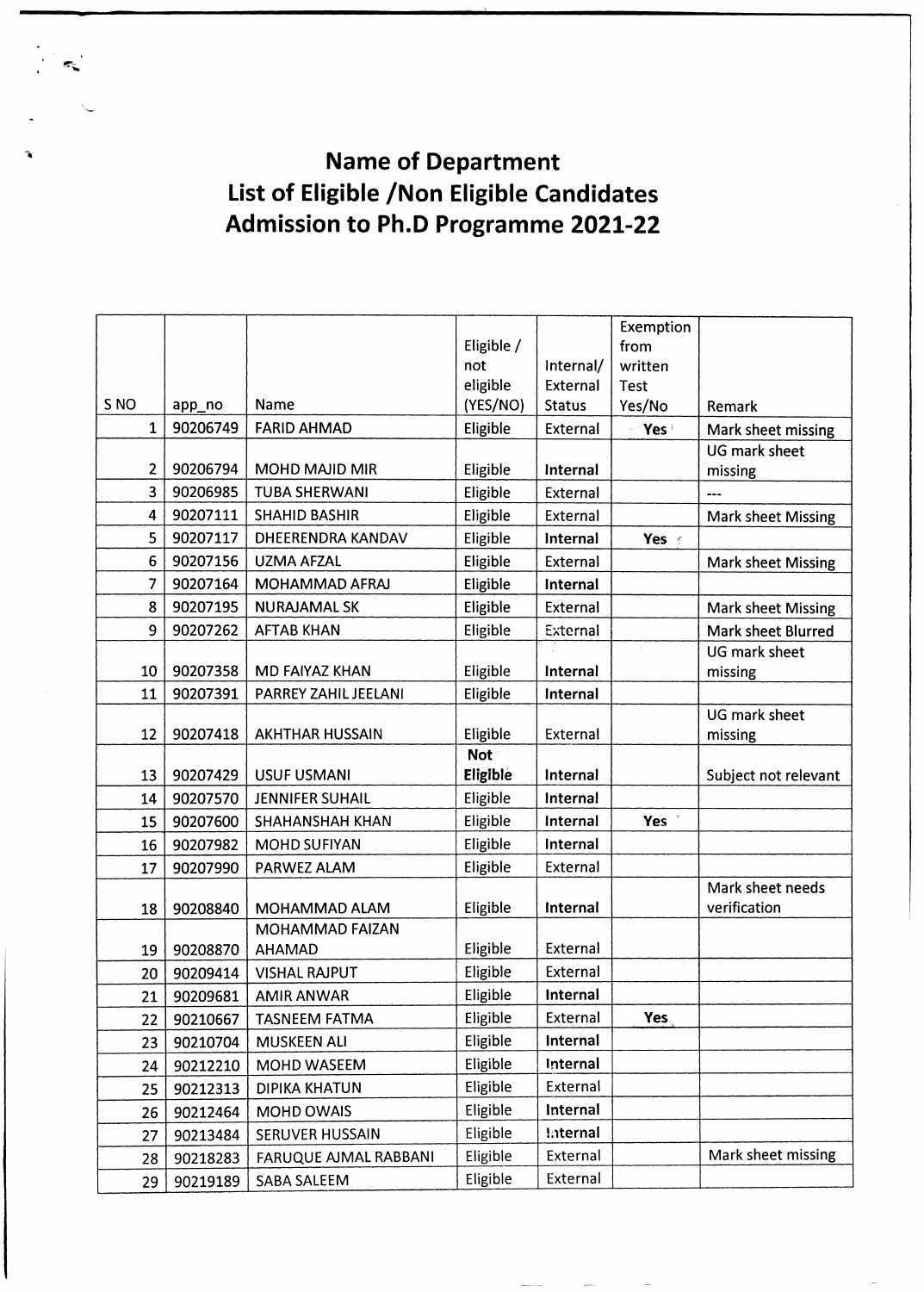# Name of Department
# List of Eligible /Non Eligible Candidates
# Admission to Ph.D Programme 2021-22

| S NO | app_no | Name | Eligible / not eligible (YES/NO) | Internal/ External Status | Exemption from written Test Yes/No | Remark |
|---|---|---|---|---|---|---|
| 1 | 90206749 | FARID AHMAD | Eligible | External | **Yes** | Mark sheet missing |
| 2 | 90206794 | MOHD MAJID MIR | Eligible | **Internal** | | UG mark sheet missing |
| 3 | 90206985 | TUBA SHERWANI | Eligible | External | | --- |
| 4 | 90207111 | SHAHID BASHIR | Eligible | External | | Mark sheet Missing |
| 5 | 90207117 | DHEERENDRA KANDAV | Eligible | **Internal** | **Yes** | |
| 6 | 90207156 | UZMA AFZAL | Eligible | External | | Mark sheet Missing |
| 7 | 90207164 | MOHAMMAD AFRAJ | Eligible | **Internal** | | |
| 8 | 90207195 | NURAJAMAL SK | Eligible | External | | Mark sheet Missing |
| 9 | 90207262 | AFTAB KHAN | Eligible | External | | Mark sheet Blurred |
| 10 | 90207358 | MD FAIYAZ KHAN | Eligible | **Internal** | | UG mark sheet missing |
| 11 | 90207391 | PARREY ZAHIL JEELANI | Eligible | **Internal** | | |
| 12 | 90207418 | AKHTHAR HUSSAIN | Eligible | External | | UG mark sheet missing |
| 13 | 90207429 | USUF USMANI | **Not Eligible** | **Internal** | | Subject not relevant |
| 14 | 90207570 | JENNIFER SUHAIL | Eligible | **Internal** | | |
| 15 | 90207600 | SHAHANSHAH KHAN | Eligible | **Internal** | **Yes** | |
| 16 | 90207982 | MOHD SUFIYAN | Eligible | **Internal** | | |
| 17 | 90207990 | PARWEZ ALAM | Eligible | External | | |
| 18 | 90208840 | MOHAMMAD ALAM | Eligible | **Internal** | | Mark sheet needs verification |
| 19 | 90208870 | MOHAMMAD FAIZAN AHAMAD | Eligible | External | | |
| 20 | 90209414 | VISHAL RAJPUT | Eligible | External | | |
| 21 | 90209681 | AMIR ANWAR | Eligible | **Internal** | | |
| 22 | 90210667 | TASNEEM FATMA | Eligible | External | **Yes** | |
| 23 | 90210704 | MUSKEEN ALI | Eligible | **Internal** | | |
| 24 | 90212210 | MOHD WASEEM | Eligible | **Internal** | | |
| 25 | 90212313 | DIPIKA KHATUN | Eligible | External | | |
| 26 | 90212464 | MOHD OWAIS | Eligible | **Internal** | | |
| 27 | 90213484 | SERUVER HUSSAIN | Eligible | **Internal** | | |
| 28 | 90218283 | FARUQUE AJMAL RABBANI | Eligible | External | | Mark sheet missing |
| 29 | 90219189 | SABA SALEEM | Eligible | External | | |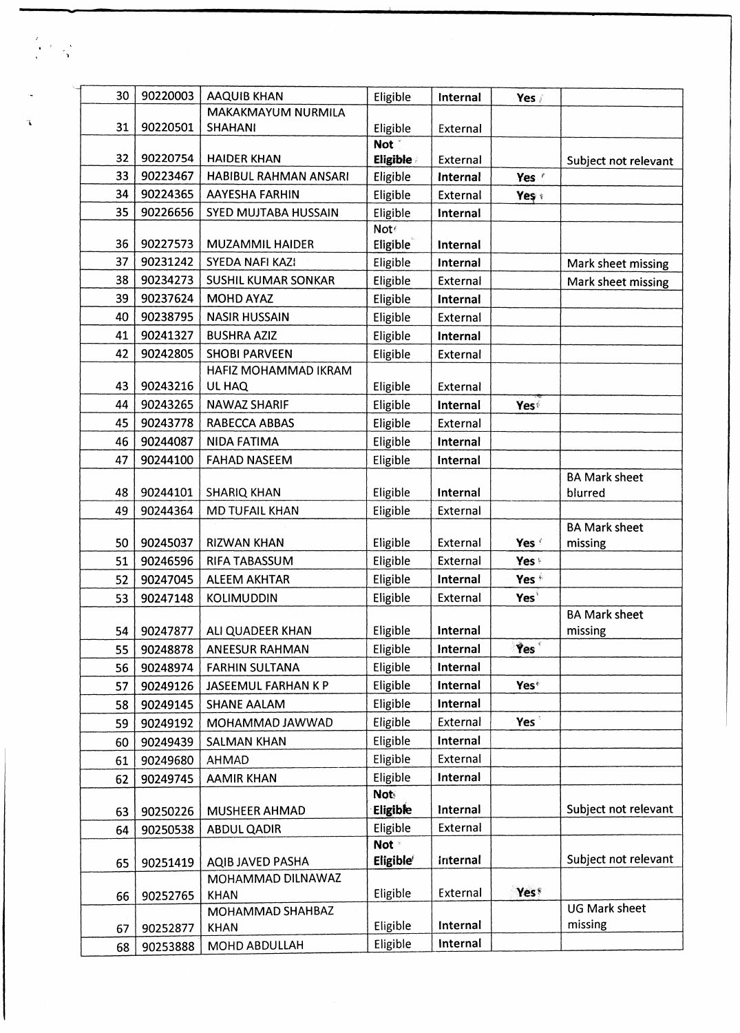| | | | | | | |
|---|---|---|---|---|---|---|
| 30 | 90220003 | AAQUIB KHAN | Eligible | **Internal** | **Yes** | |
| 31 | 90220501 | MAKAKMAYUM NURMILA SHAHANI | Eligible | External | | |
| 32 | 90220754 | HAIDER KHAN | **Not Eligible** | External | | Subject not relevant |
| 33 | 90223467 | HABIBUL RAHMAN ANSARI | Eligible | **Internal** | **Yes** | |
| 34 | 90224365 | AAYESHA FARHIN | Eligible | External | **Yes** | |
| 35 | 90226656 | SYED MUJTABA HUSSAIN | Eligible | **Internal** | | |
| 36 | 90227573 | MUZAMMIL HAIDER | Not Eligible | **Internal** | | |
| 37 | 90231242 | SYEDA NAFI KAZI | Eligible | **Internal** | | Mark sheet missing |
| 38 | 90234273 | SUSHIL KUMAR SONKAR | Eligible | External | | Mark sheet missing |
| 39 | 90237624 | MOHD AYAZ | Eligible | **Internal** | | |
| 40 | 90238795 | NASIR HUSSAIN | Eligible | External | | |
| 41 | 90241327 | BUSHRA AZIZ | Eligible | **Internal** | | |
| 42 | 90242805 | SHOBI PARVEEN | Eligible | External | | |
| 43 | 90243216 | HAFIZ MOHAMMAD IKRAM UL HAQ | Eligible | External | | |
| 44 | 90243265 | NAWAZ SHARIF | Eligible | **Internal** | **Yes** | |
| 45 | 90243778 | RABECCA ABBAS | Eligible | External | | |
| 46 | 90244087 | NIDA FATIMA | Eligible | **Internal** | | |
| 47 | 90244100 | FAHAD NASEEM | Eligible | **Internal** | | |
| 48 | 90244101 | SHARIQ KHAN | Eligible | **Internal** | | BA Mark sheet blurred |
| 49 | 90244364 | MD TUFAIL KHAN | Eligible | External | | |
| 50 | 90245037 | RIZWAN KHAN | Eligible | External | **Yes** | BA Mark sheet missing |
| 51 | 90246596 | RIFA TABASSUM | Eligible | External | **Yes** | |
| 52 | 90247045 | ALEEM AKHTAR | Eligible | **Internal** | **Yes** | |
| 53 | 90247148 | KOLIMUDDIN | Eligible | External | **Yes** | |
| 54 | 90247877 | ALI QUADEER KHAN | Eligible | **Internal** | | BA Mark sheet missing |
| 55 | 90248878 | ANEESUR RAHMAN | Eligible | **Internal** | **Yes** | |
| 56 | 90248974 | FARHIN SULTANA | Eligible | **Internal** | | |
| 57 | 90249126 | JASEEMUL FARHAN K P | Eligible | **Internal** | **Yes** | |
| 58 | 90249145 | SHANE AALAM | Eligible | **Internal** | | |
| 59 | 90249192 | MOHAMMAD JAWWAD | Eligible | External | **Yes** | |
| 60 | 90249439 | SALMAN KHAN | Eligible | **Internal** | | |
| 61 | 90249680 | AHMAD | Eligible | External | | |
| 62 | 90249745 | AAMIR KHAN | Eligible | **Internal** | | |
| 63 | 90250226 | MUSHEER AHMAD | **Not Eligible** | **Internal** | | Subject not relevant |
| 64 | 90250538 | ABDUL QADIR | Eligible | External | | |
| 65 | 90251419 | AQIB JAVED PASHA | **Not Eligible** | Internal | | Subject not relevant |
| 66 | 90252765 | MOHAMMAD DILNAWAZ KHAN | Eligible | External | **Yes** | |
| 67 | 90252877 | MOHAMMAD SHAHBAZ KHAN | Eligible | **Internal** | | UG Mark sheet missing |
| 68 | 90253888 | MOHD ABDULLAH | Eligible | **Internal** | | |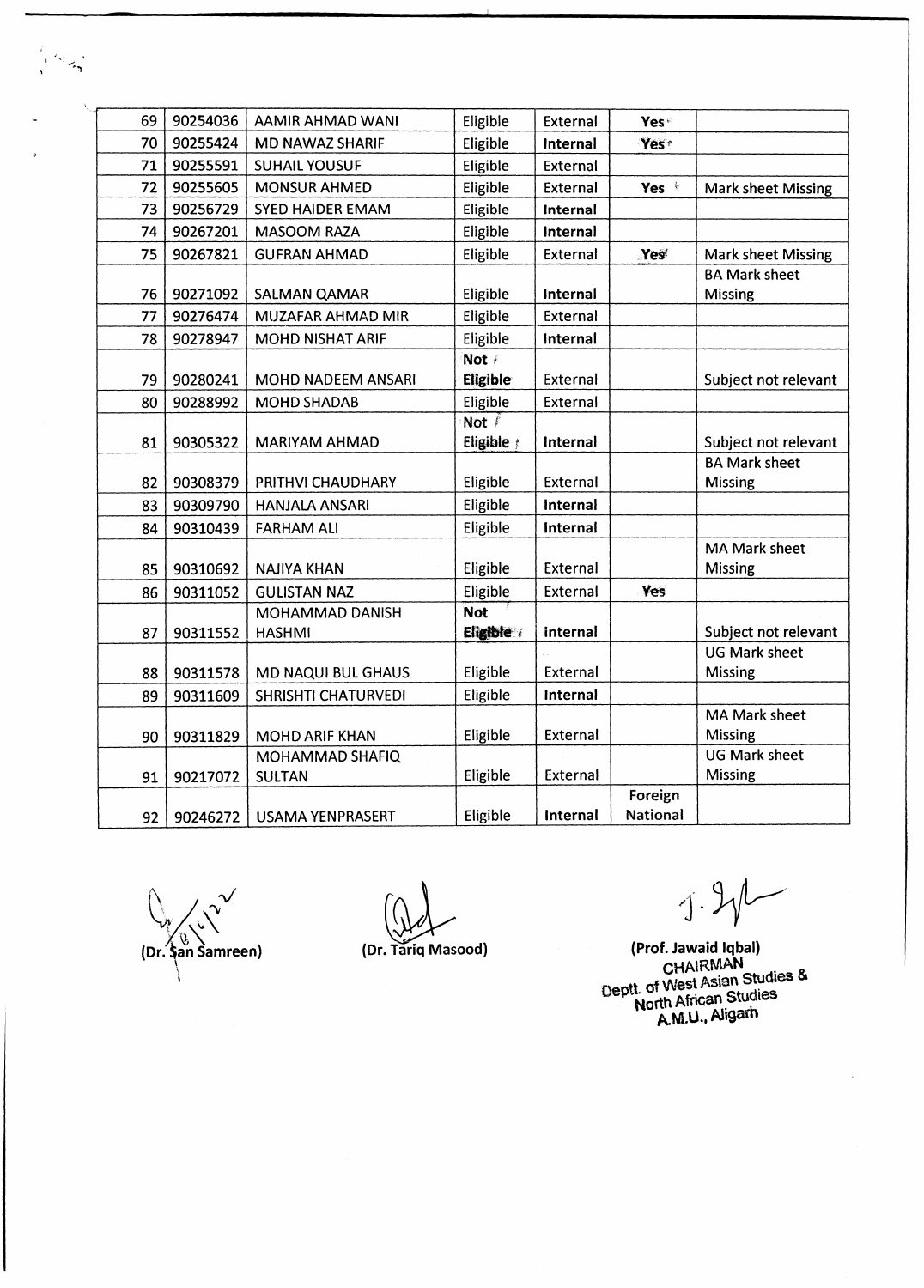| 69 | 90254036 | AAMIR AHMAD WANI | Eligible | External | Yes | |
|---|---|---|---|---|---|---|
| 70 | 90255424 | MD NAWAZ SHARIF | Eligible | **Internal** | Yes | |
| 71 | 90255591 | SUHAIL YOUSUF | Eligible | External | | |
| 72 | 90255605 | MONSUR AHMED | Eligible | External | **Yes** | Mark sheet Missing |
| 73 | 90256729 | SYED HAIDER EMAM | Eligible | **Internal** | | |
| 74 | 90267201 | MASOOM RAZA | Eligible | **Internal** | | |
| 75 | 90267821 | GUFRAN AHMAD | Eligible | External | Yes | Mark sheet Missing |
| 76 | 90271092 | SALMAN QAMAR | Eligible | **Internal** | | BA Mark sheet Missing |
| 77 | 90276474 | MUZAFAR AHMAD MIR | Eligible | External | | |
| 78 | 90278947 | MOHD NISHAT ARIF | Eligible | **Internal** | | |
| 79 | 90280241 | MOHD NADEEM ANSARI | **Not Eligible** | External | | Subject not relevant |
| 80 | 90288992 | MOHD SHADAB | Eligible | External | | |
| 81 | 90305322 | MARIYAM AHMAD | **Not Eligible** | **Internal** | | Subject not relevant |
| 82 | 90308379 | PRITHVI CHAUDHARY | Eligible | External | | BA Mark sheet Missing |
| 83 | 90309790 | HANJALA ANSARI | Eligible | **Internal** | | |
| 84 | 90310439 | FARHAM ALI | Eligible | **Internal** | | |
| 85 | 90310692 | NAJIYA KHAN | Eligible | External | | MA Mark sheet Missing |
| 86 | 90311052 | GULISTAN NAZ | Eligible | External | **Yes** | |
| 87 | 90311552 | MOHAMMAD DANISH HASHMI | **Not Eligible** | **Internal** | | Subject not relevant |
| 88 | 90311578 | MD NAQUI BUL GHAUS | Eligible | External | | UG Mark sheet Missing |
| 89 | 90311609 | SHRISHTI CHATURVEDI | Eligible | **Internal** | | |
| 90 | 90311829 | MOHD ARIF KHAN | Eligible | External | | MA Mark sheet Missing |
| 91 | 90217072 | MOHAMMAD SHAFIQ SULTAN | Eligible | External | | UG Mark sheet Missing |
| 92 | 90246272 | USAMA YENPRASERT | Eligible | **Internal** | Foreign National | |

**(Dr. San Samreen)** **(Dr. Tariq Masood)** **(Prof. Jawaid Iqbal)**
CHAIRMAN
Deptt. of West Asian Studies & North African Studies
A.M.U., Aligarh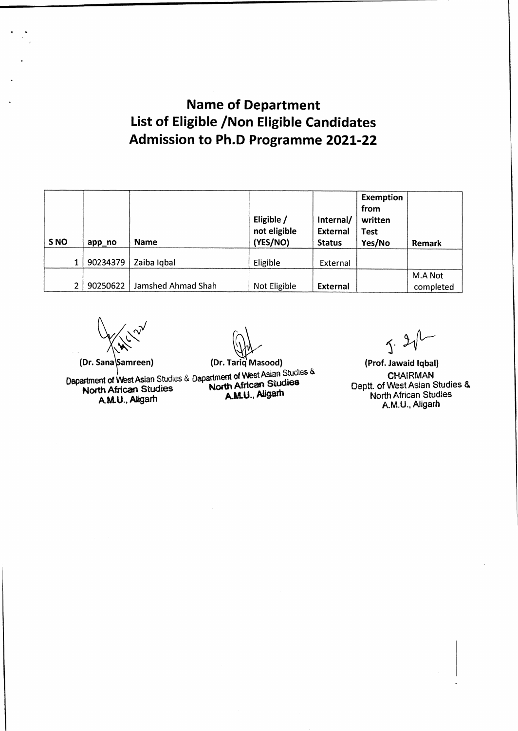# Name of Department
## List of Eligible /Non Eligible Candidates
## Admission to Ph.D Programme 2021-22

| S NO | app_no | Name | Eligible / not eligible (YES/NO) | Internal/ External Status | Exemption from written Test Yes/No | Remark |
|---|---|---|---|---|---|---|
| 1 | 90234379 | Zaiba Iqbal | Eligible | External | | |
| 2 | 90250622 | Jamshed Ahmad Shah | Not Eligible | **External** | | M.A Not completed |

**(Dr. Sana Samreen)**
Department of West Asian Studies & North African Studies
A.M.U., Aligarh

**(Dr. Tariq Masood)**
Department of West Asian Studies & North African Studies
A.M.U., Aligarh

**(Prof. Jawaid Iqbal)**
CHAIRMAN
Deptt. of West Asian Studies & North African Studies
A.M.U., Aligarh